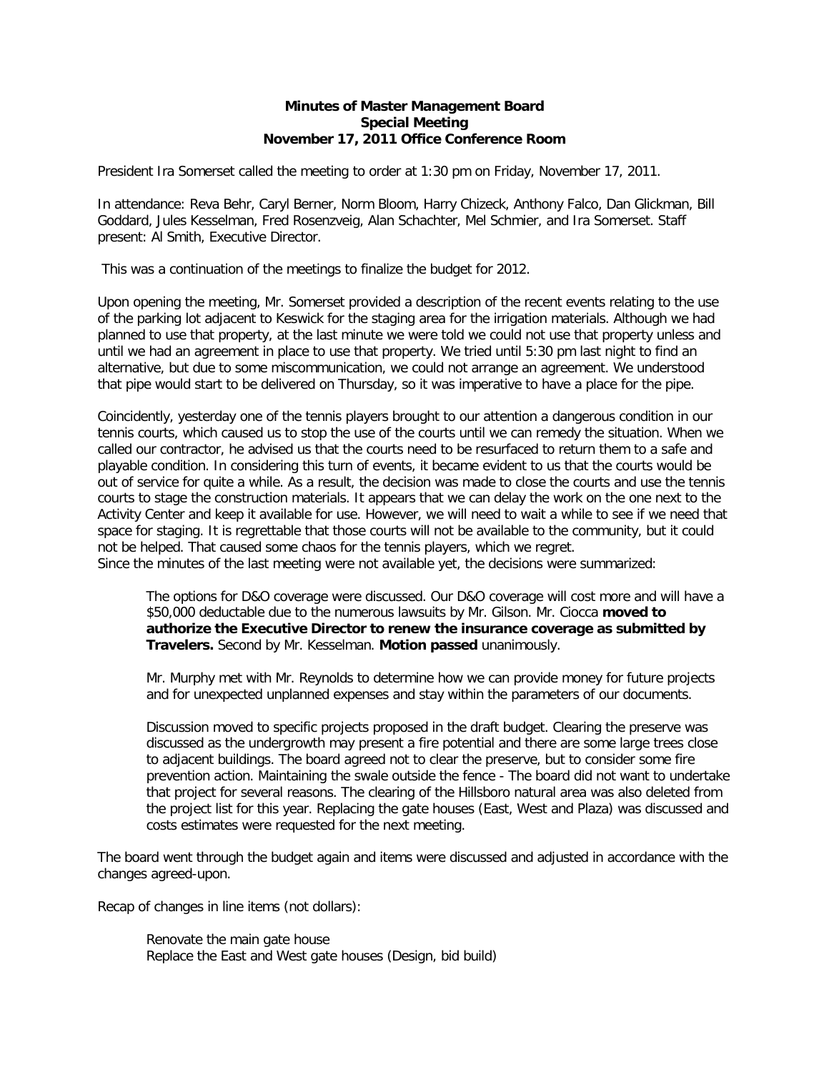**Minutes of Master Management Board**
**Special Meeting**
**November 17, 2011 Office Conference Room**

President Ira Somerset called the meeting to order at 1:30 pm on Friday, November 17, 2011.

In attendance: Reva Behr, Caryl Berner, Norm Bloom, Harry Chizeck, Anthony Falco, Dan Glickman, Bill Goddard, Jules Kesselman, Fred Rosenzveig, Alan Schachter, Mel Schmier, and Ira Somerset. Staff present: Al Smith, Executive Director.

This was a continuation of the meetings to finalize the budget for 2012.

Upon opening the meeting, Mr. Somerset provided a description of the recent events relating to the use of the parking lot adjacent to Keswick for the staging area for the irrigation materials. Although we had planned to use that property, at the last minute we were told we could not use that property unless and until we had an agreement in place to use that property. We tried until 5:30 pm last night to find an alternative, but due to some miscommunication, we could not arrange an agreement. We understood that pipe would start to be delivered on Thursday, so it was imperative to have a place for the pipe.

Coincidently, yesterday one of the tennis players brought to our attention a dangerous condition in our tennis courts, which caused us to stop the use of the courts until we can remedy the situation. When we called our contractor, he advised us that the courts need to be resurfaced to return them to a safe and playable condition. In considering this turn of events, it became evident to us that the courts would be out of service for quite a while. As a result, the decision was made to close the courts and use the tennis courts to stage the construction materials. It appears that we can delay the work on the one next to the Activity Center and keep it available for use. However, we will need to wait a while to see if we need that space for staging. It is regrettable that those courts will not be available to the community, but it could not be helped. That caused some chaos for the tennis players, which we regret.
Since the minutes of the last meeting were not available yet, the decisions were summarized:

> The options for D&O coverage were discussed. Our D&O coverage will cost more and will have a \$50,000 deductable due to the numerous lawsuits by Mr. Gilson. Mr. Ciocca **moved to authorize the Executive Director to renew the insurance coverage as submitted by Travelers.** Second by Mr. Kesselman. **Motion passed** unanimously.
>
> Mr. Murphy met with Mr. Reynolds to determine how we can provide money for future projects and for unexpected unplanned expenses and stay within the parameters of our documents.
>
> Discussion moved to specific projects proposed in the draft budget. Clearing the preserve was discussed as the undergrowth may present a fire potential and there are some large trees close to adjacent buildings. The board agreed not to clear the preserve, but to consider some fire prevention action. Maintaining the swale outside the fence - The board did not want to undertake that project for several reasons. The clearing of the Hillsboro natural area was also deleted from the project list for this year. Replacing the gate houses (East, West and Plaza) was discussed and costs estimates were requested for the next meeting.

The board went through the budget again and items were discussed and adjusted in accordance with the changes agreed-upon.

Recap of changes in line items (not dollars):

> Renovate the main gate house
> Replace the East and West gate houses (Design, bid build)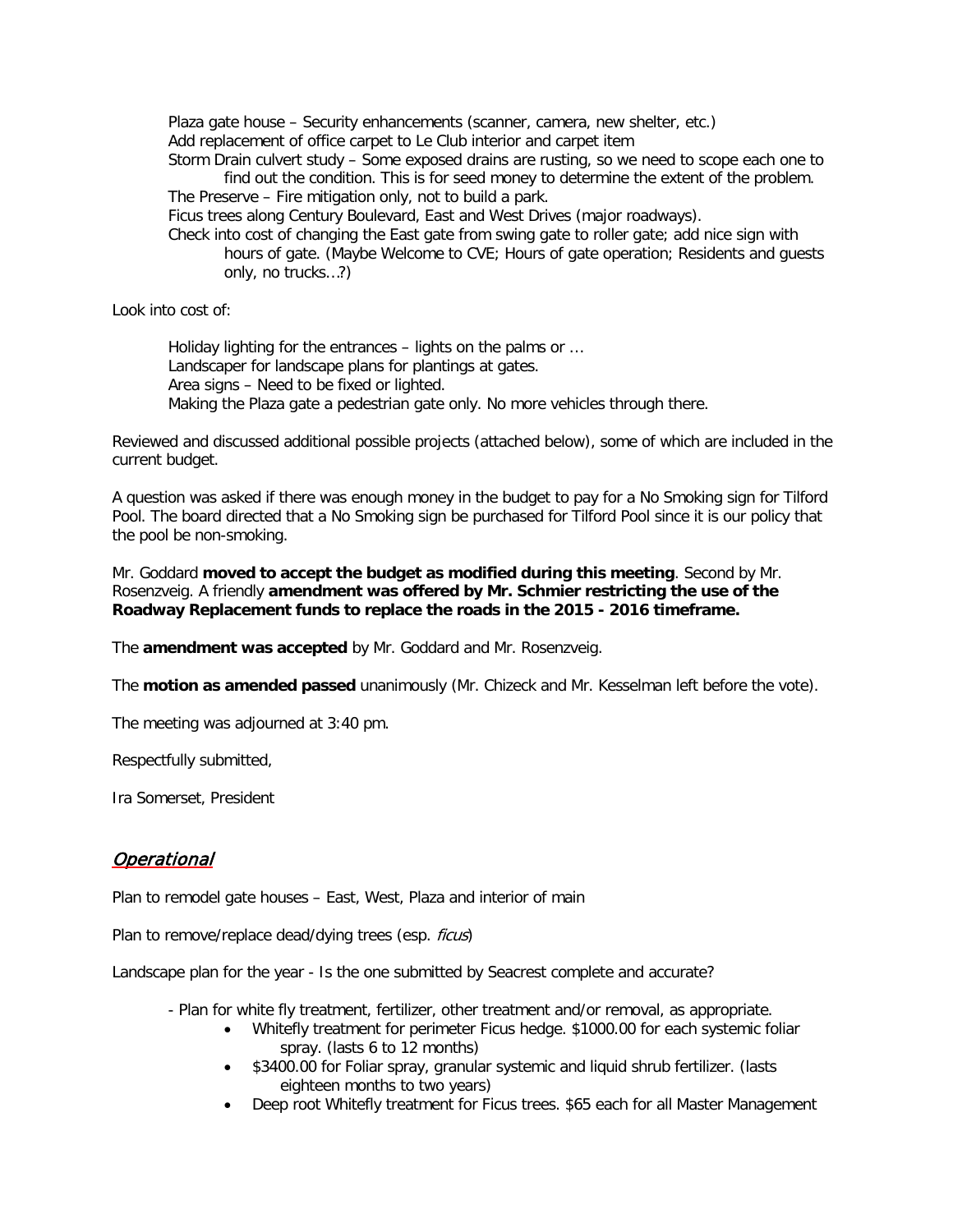Plaza gate house – Security enhancements (scanner, camera, new shelter, etc.)
Add replacement of office carpet to Le Club interior and carpet item
Storm Drain culvert study – Some exposed drains are rusting, so we need to scope each one to find out the condition. This is for seed money to determine the extent of the problem.
The Preserve – Fire mitigation only, not to build a park.
Ficus trees along Century Boulevard, East and West Drives (major roadways).
Check into cost of changing the East gate from swing gate to roller gate; add nice sign with hours of gate. (Maybe Welcome to CVE; Hours of gate operation; Residents and guests only, no trucks…?)

Look into cost of:

Holiday lighting for the entrances – lights on the palms or …
Landscaper for landscape plans for plantings at gates.
Area signs – Need to be fixed or lighted.
Making the Plaza gate a pedestrian gate only. No more vehicles through there.

Reviewed and discussed additional possible projects (attached below), some of which are included in the current budget.

A question was asked if there was enough money in the budget to pay for a No Smoking sign for Tilford Pool. The board directed that a No Smoking sign be purchased for Tilford Pool since it is our policy that the pool be non-smoking.

Mr. Goddard **moved to accept the budget as modified during this meeting**. Second by Mr. Rosenzveig. A friendly **amendment was offered by Mr. Schmier restricting the use of the Roadway Replacement funds to replace the roads in the 2015 - 2016 timeframe.**

The **amendment was accepted** by Mr. Goddard and Mr. Rosenzveig.

The **motion as amended passed** unanimously (Mr. Chizeck and Mr. Kesselman left before the vote).

The meeting was adjourned at 3:40 pm.

Respectfully submitted,

Ira Somerset, President

## *Operational*

Plan to remodel gate houses – East, West, Plaza and interior of main

Plan to remove/replace dead/dying trees (esp. *ficus*)

Landscape plan for the year - Is the one submitted by Seacrest complete and accurate?

- Plan for white fly treatment, fertilizer, other treatment and/or removal, as appropriate.
  - Whitefly treatment for perimeter Ficus hedge. $1000.00 for each systemic foliar spray. (lasts 6 to 12 months)
  - $3400.00 for Foliar spray, granular systemic and liquid shrub fertilizer. (lasts eighteen months to two years)
  - Deep root Whitefly treatment for Ficus trees. $65 each for all Master Management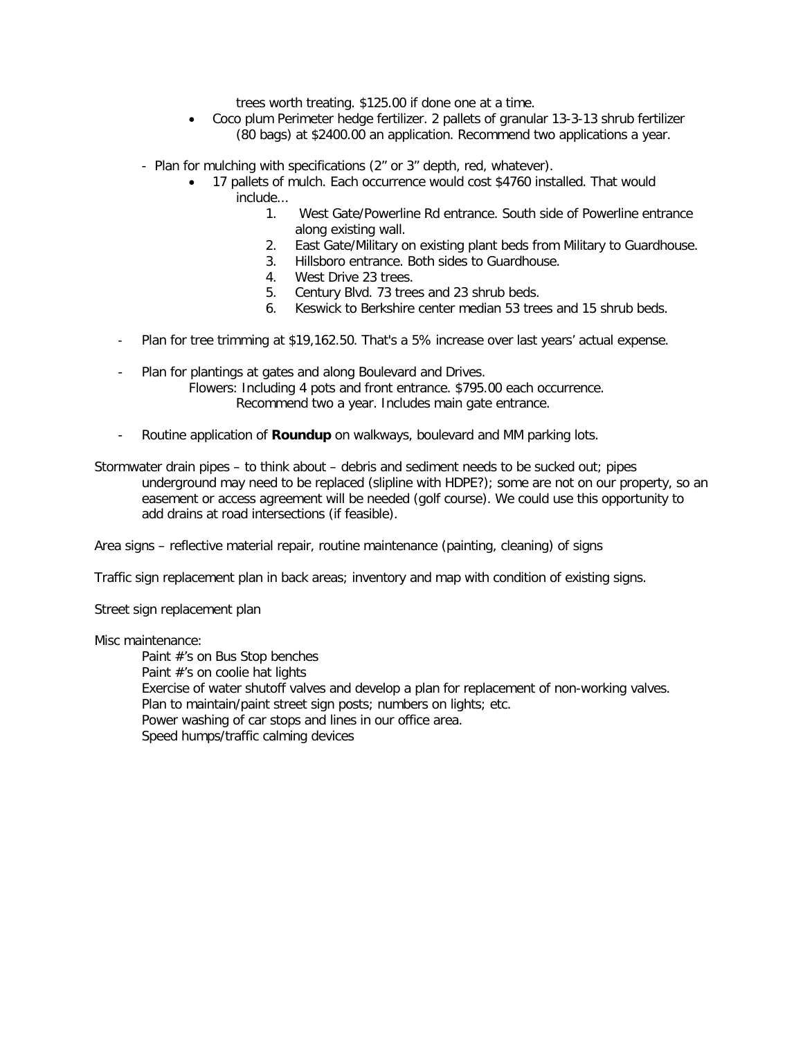trees worth treating. $125.00 if done one at a time.

- Coco plum Perimeter hedge fertilizer. 2 pallets of granular 13-3-13 shrub fertilizer (80 bags) at $2400.00 an application. Recommend two applications a year.

- Plan for mulching with specifications (2" or 3" depth, red, whatever).
  - 17 pallets of mulch. Each occurrence would cost $4760 installed. That would include...
    1. West Gate/Powerline Rd entrance. South side of Powerline entrance along existing wall.
    2. East Gate/Military on existing plant beds from Military to Guardhouse.
    3. Hillsboro entrance. Both sides to Guardhouse.
    4. West Drive 23 trees.
    5. Century Blvd. 73 trees and 23 shrub beds.
    6. Keswick to Berkshire center median 53 trees and 15 shrub beds.

- Plan for tree trimming at $19,162.50. That's a 5% increase over last years' actual expense.

- Plan for plantings at gates and along Boulevard and Drives.
  Flowers: Including 4 pots and front entrance. $795.00 each occurrence. Recommend two a year. Includes main gate entrance.

- Routine application of **Roundup** on walkways, boulevard and MM parking lots.

Stormwater drain pipes – to think about – debris and sediment needs to be sucked out; pipes underground may need to be replaced (slipline with HDPE?); some are not on our property, so an easement or access agreement will be needed (golf course). We could use this opportunity to add drains at road intersections (if feasible).

Area signs – reflective material repair, routine maintenance (painting, cleaning) of signs

Traffic sign replacement plan in back areas; inventory and map with condition of existing signs.

Street sign replacement plan

Misc maintenance:

Paint #'s on Bus Stop benches
Paint #'s on coolie hat lights
Exercise of water shutoff valves and develop a plan for replacement of non-working valves.
Plan to maintain/paint street sign posts; numbers on lights; etc.
Power washing of car stops and lines in our office area.
Speed humps/traffic calming devices